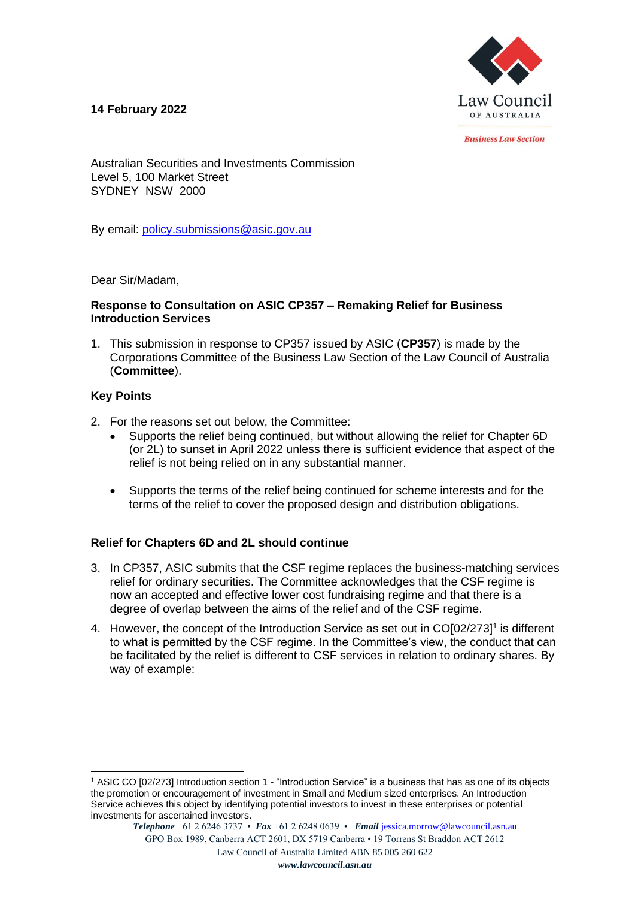14 February 2022

Law Council OF AUSTRALIA

*Business Law Section*

Australian Securities and Investments Commission
Level 5, 100 Market Street
SYDNEY NSW 2000

By email: policy.submissions@asic.gov.au

Dear Sir/Madam,

**Response to Consultation on ASIC CP357 – Remaking Relief for Business Introduction Services**

1. This submission in response to CP357 issued by ASIC (**CP357**) is made by the Corporations Committee of the Business Law Section of the Law Council of Australia (**Committee**).

### Key Points

2. For the reasons set out below, the Committee:
   - Supports the relief being continued, but without allowing the relief for Chapter 6D (or 2L) to sunset in April 2022 unless there is sufficient evidence that aspect of the relief is not being relied on in any substantial manner.
   - Supports the terms of the relief being continued for scheme interests and for the terms of the relief to cover the proposed design and distribution obligations.

### Relief for Chapters 6D and 2L should continue

3. In CP357, ASIC submits that the CSF regime replaces the business-matching services relief for ordinary securities. The Committee acknowledges that the CSF regime is now an accepted and effective lower cost fundraising regime and that there is a degree of overlap between the aims of the relief and of the CSF regime.
4. However, the concept of the Introduction Service as set out in CO[02/273][1] is different to what is permitted by the CSF regime. In the Committee's view, the conduct that can be facilitated by the relief is different to CSF services in relation to ordinary shares. By way of example:

[1] ASIC CO [02/273] Introduction section 1 - "Introduction Service" is a business that has as one of its objects the promotion or encouragement of investment in Small and Medium sized enterprises. An Introduction Service achieves this object by identifying potential investors to invest in these enterprises or potential investments for ascertained investors.

*Telephone* +61 2 6246 3737 • *Fax* +61 2 6248 0639 • *Email* jessica.morrow@lawcouncil.asn.au
GPO Box 1989, Canberra ACT 2601, DX 5719 Canberra • 19 Torrens St Braddon ACT 2612
Law Council of Australia Limited ABN 85 005 260 622
*www.lawcouncil.asn.au*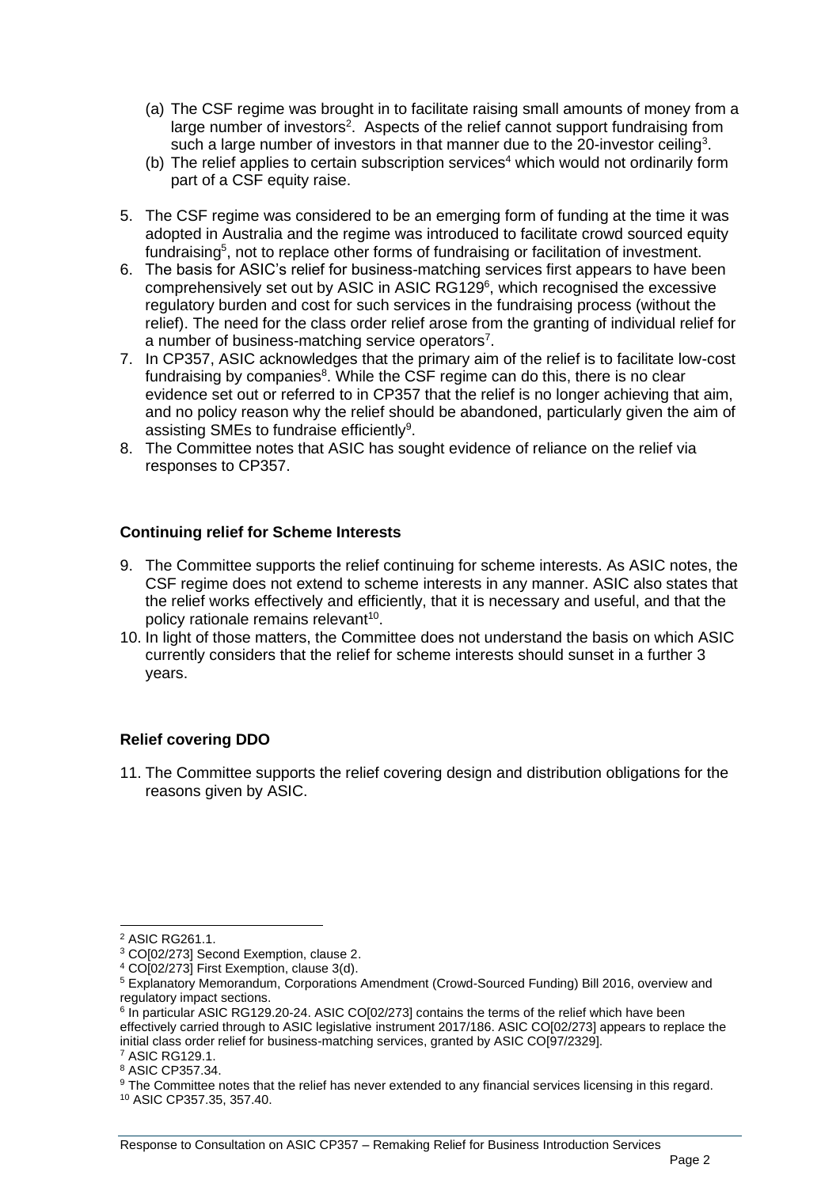(a) The CSF regime was brought in to facilitate raising small amounts of money from a large number of investors[2]. Aspects of the relief cannot support fundraising from such a large number of investors in that manner due to the 20-investor ceiling[3].

(b) The relief applies to certain subscription services[4] which would not ordinarily form part of a CSF equity raise.

5. The CSF regime was considered to be an emerging form of funding at the time it was adopted in Australia and the regime was introduced to facilitate crowd sourced equity fundraising[5], not to replace other forms of fundraising or facilitation of investment.
6. The basis for ASIC's relief for business-matching services first appears to have been comprehensively set out by ASIC in ASIC RG129[6], which recognised the excessive regulatory burden and cost for such services in the fundraising process (without the relief). The need for the class order relief arose from the granting of individual relief for a number of business-matching service operators[7].
7. In CP357, ASIC acknowledges that the primary aim of the relief is to facilitate low-cost fundraising by companies[8]. While the CSF regime can do this, there is no clear evidence set out or referred to in CP357 that the relief is no longer achieving that aim, and no policy reason why the relief should be abandoned, particularly given the aim of assisting SMEs to fundraise efficiently[9].
8. The Committee notes that ASIC has sought evidence of reliance on the relief via responses to CP357.

**Continuing relief for Scheme Interests**

9. The Committee supports the relief continuing for scheme interests. As ASIC notes, the CSF regime does not extend to scheme interests in any manner. ASIC also states that the relief works effectively and efficiently, that it is necessary and useful, and that the policy rationale remains relevant[10].
10. In light of those matters, the Committee does not understand the basis on which ASIC currently considers that the relief for scheme interests should sunset in a further 3 years.

**Relief covering DDO**

11. The Committee supports the relief covering design and distribution obligations for the reasons given by ASIC.

---

[2] ASIC RG261.1.

[3] CO[02/273] Second Exemption, clause 2.

[4] CO[02/273] First Exemption, clause 3(d).

[5] Explanatory Memorandum, Corporations Amendment (Crowd-Sourced Funding) Bill 2016, overview and regulatory impact sections.

[6] In particular ASIC RG129.20-24. ASIC CO[02/273] contains the terms of the relief which have been effectively carried through to ASIC legislative instrument 2017/186. ASIC CO[02/273] appears to replace the initial class order relief for business-matching services, granted by ASIC CO[97/2329].

[7] ASIC RG129.1.

[8] ASIC CP357.34.

[9] The Committee notes that the relief has never extended to any financial services licensing in this regard.

[10] ASIC CP357.35, 357.40.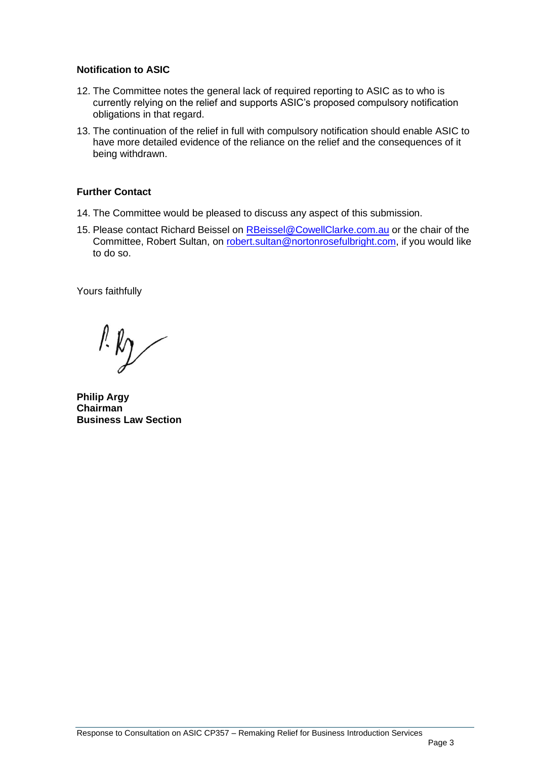### Notification to ASIC

12. The Committee notes the general lack of required reporting to ASIC as to who is currently relying on the relief and supports ASIC's proposed compulsory notification obligations in that regard.
13. The continuation of the relief in full with compulsory notification should enable ASIC to have more detailed evidence of the reliance on the relief and the consequences of it being withdrawn.

### Further Contact

14. The Committee would be pleased to discuss any aspect of this submission.
15. Please contact Richard Beissel on RBeissel@CowellClarke.com.au or the chair of the Committee, Robert Sultan, on robert.sultan@nortonrosefulbright.com, if you would like to do so.

Yours faithfully

**Philip Argy**
**Chairman**
**Business Law Section**